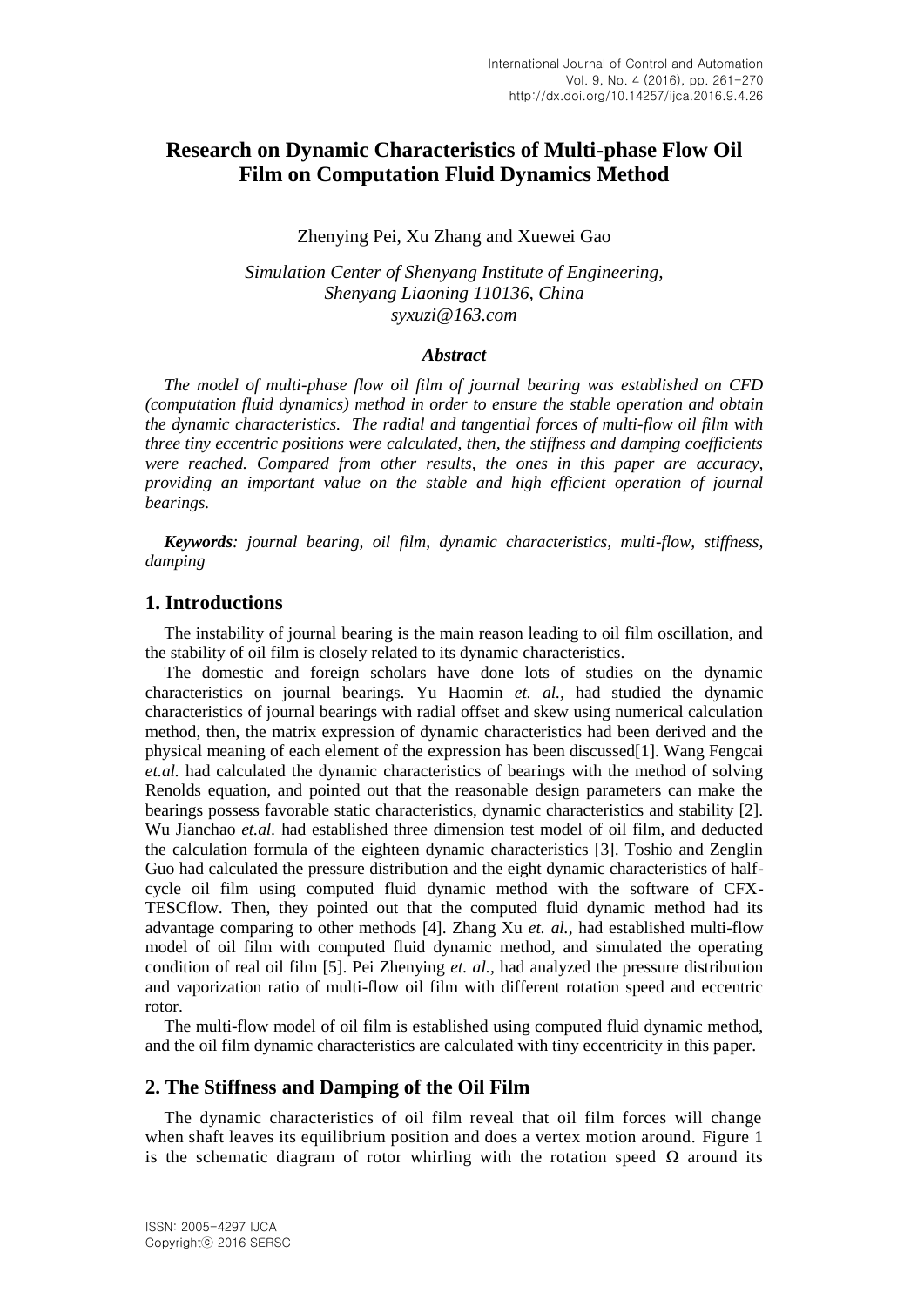# Research on Dynamic Characteristics of Multi-phase Flow Oil Film on Computation Fluid Dynamics Method

Zhenying Pei, Xu Zhang and Xuewei Gao

*Simulation Center of Shenyang Institute of Engineering,*
*Shenyang Liaoning 110136, China*
*syxuzi@163.com*

### *Abstract*

*The model of multi-phase flow oil film of journal bearing was established on CFD (computation fluid dynamics) method in order to ensure the stable operation and obtain the dynamic characteristics. The radial and tangential forces of multi-flow oil film with three tiny eccentric positions were calculated, then, the stiffness and damping coefficients were reached. Compared from other results, the ones in this paper are accuracy, providing an important value on the stable and high efficient operation of journal bearings.*

***Keywords**: journal bearing, oil film, dynamic characteristics, multi-flow, stiffness, damping*

## 1. Introductions

The instability of journal bearing is the main reason leading to oil film oscillation, and the stability of oil film is closely related to its dynamic characteristics.

The domestic and foreign scholars have done lots of studies on the dynamic characteristics on journal bearings. Yu Haomin *et. al.,* had studied the dynamic characteristics of journal bearings with radial offset and skew using numerical calculation method, then, the matrix expression of dynamic characteristics had been derived and the physical meaning of each element of the expression has been discussed[1]. Wang Fengcai *et.al.* had calculated the dynamic characteristics of bearings with the method of solving Renolds equation, and pointed out that the reasonable design parameters can make the bearings possess favorable static characteristics, dynamic characteristics and stability [2]. Wu Jianchao *et.al.* had established three dimension test model of oil film, and deducted the calculation formula of the eighteen dynamic characteristics [3]. Toshio and Zenglin Guo had calculated the pressure distribution and the eight dynamic characteristics of half-cycle oil film using computed fluid dynamic method with the software of CFX-TESCflow. Then, they pointed out that the computed fluid dynamic method had its advantage comparing to other methods [4]. Zhang Xu *et. al.,* had established multi-flow model of oil film with computed fluid dynamic method, and simulated the operating condition of real oil film [5]. Pei Zhenying *et. al.,* had analyzed the pressure distribution and vaporization ratio of multi-flow oil film with different rotation speed and eccentric rotor.

The multi-flow model of oil film is established using computed fluid dynamic method, and the oil film dynamic characteristics are calculated with tiny eccentricity in this paper.

## 2. The Stiffness and Damping of the Oil Film

The dynamic characteristics of oil film reveal that oil film forces will change when shaft leaves its equilibrium position and does a vertex motion around. Figure 1 is the schematic diagram of rotor whirling with the rotation speed $\Omega$ around its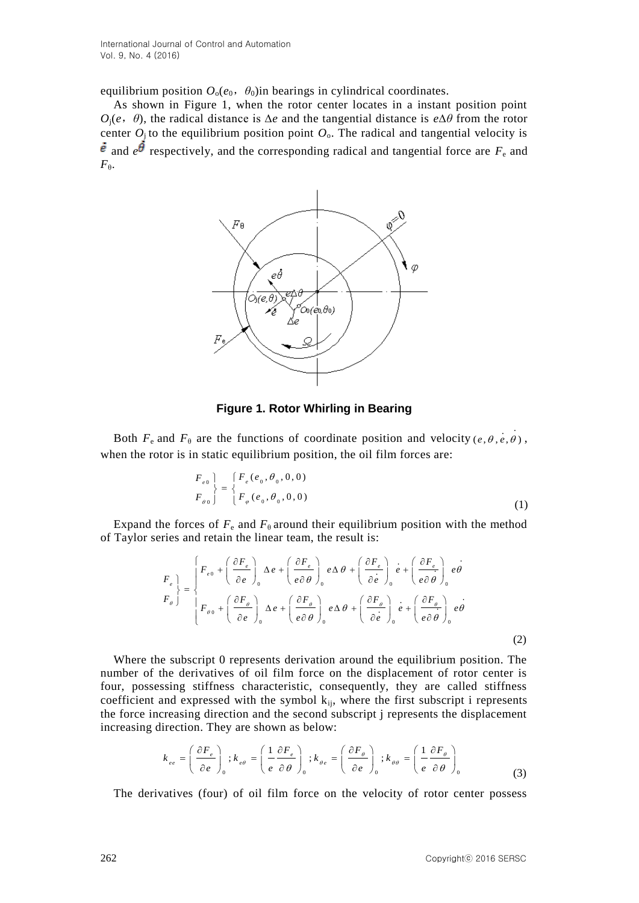equilibrium position $O_o(e_0, \theta_0)$in bearings in cylindrical coordinates.

As shown in Figure 1, when the rotor center locates in a instant position point $O_j(e, \theta)$, the radical distance is $\Delta e$ and the tangential distance is $e\Delta\theta$ from the rotor center $O_j$ to the equilibrium position point $O_o$. The radical and tangential velocity is $\dot{e}$ and $e\dot{\theta}$ respectively, and the corresponding radical and tangential force are $F_e$ and $F_\theta$.

**Figure 1. Rotor Whirling in Bearing**

Both $F_e$ and $F_\theta$ are the functions of coordinate position and velocity $(e, \theta, \dot{e}, \dot{\theta})$, when the rotor is in static equilibrium position, the oil film forces are:

$$\left.\begin{matrix} F_{e0} \\ F_{\theta 0} \end{matrix}\right\} = \left\{\begin{matrix} F_e(e_0, \theta_0, 0, 0) \\ F_\varphi(e_0, \theta_0, 0, 0) \end{matrix}\right. \tag{1}$$

Expand the forces of $F_e$ and $F_\theta$ around their equilibrium position with the method of Taylor series and retain the linear team, the result is:

$$\left.\begin{matrix} F_e \\ F_\theta \end{matrix}\right\} = \left\{\begin{matrix} F_{e0} + \left(\dfrac{\partial F_e}{\partial e}\right)_0 \Delta e + \left(\dfrac{\partial F_e}{e\partial \theta}\right)_0 e\Delta\theta + \left(\dfrac{\partial F_e}{\partial \dot{e}}\right)_0 \dot{e} + \left(\dfrac{\partial F_e}{e\partial \dot{\theta}}\right)_0 e\dot{\theta} \\ F_{\theta 0} + \left(\dfrac{\partial F_\theta}{\partial e}\right)_0 \Delta e + \left(\dfrac{\partial F_\theta}{e\partial \theta}\right)_0 e\Delta\theta + \left(\dfrac{\partial F_\theta}{\partial \dot{e}}\right)_0 \dot{e} + \left(\dfrac{\partial F_\theta}{e\partial \dot{\theta}}\right)_0 e\dot{\theta} \end{matrix}\right. \tag{2}$$

Where the subscript 0 represents derivation around the equilibrium position. The number of the derivatives of oil film force on the displacement of rotor center is four, possessing stiffness characteristic, consequently, they are called stiffness coefficient and expressed with the symbol $k_{ij}$, where the first subscript i represents the force increasing direction and the second subscript j represents the displacement increasing direction. They are shown as below:

$$k_{ee} = \left(\frac{\partial F_e}{\partial e}\right)_0 ; k_{e\theta} = \left(\frac{1}{e}\frac{\partial F_e}{\partial \theta}\right)_0 ; k_{\theta e} = \left(\frac{\partial F_\theta}{\partial e}\right)_0 ; k_{\theta\theta} = \left(\frac{1}{e}\frac{\partial F_\theta}{\partial \theta}\right)_0 \tag{3}$$

The derivatives (four) of oil film force on the velocity of rotor center possess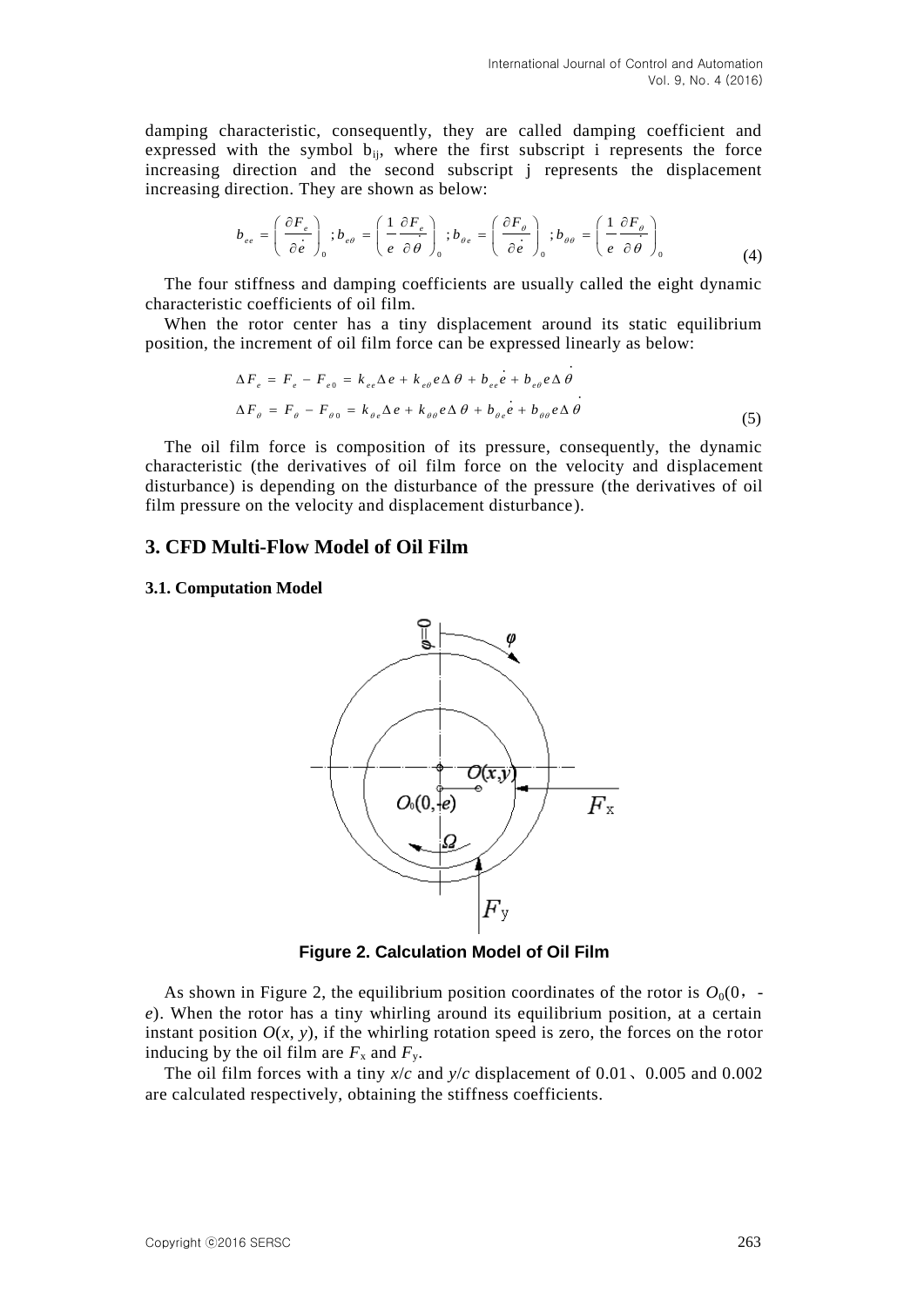damping characteristic, consequently, they are called damping coefficient and expressed with the symbol $b_{ij}$, where the first subscript i represents the force increasing direction and the second subscript j represents the displacement increasing direction. They are shown as below:

$$b_{ee}=\left(\frac{\partial F_e}{\partial \dot{e}}\right)_0;\; b_{e\theta}=\left(\frac{1}{e}\frac{\partial F_e}{\partial \dot{\theta}}\right)_0;\; b_{\theta e}=\left(\frac{\partial F_\theta}{\partial \dot{e}}\right)_0;\; b_{\theta\theta}=\left(\frac{1}{e}\frac{\partial F_\theta}{\partial \dot{\theta}}\right)_0 \tag{4}$$

The four stiffness and damping coefficients are usually called the eight dynamic characteristic coefficients of oil film.

When the rotor center has a tiny displacement around its static equilibrium position, the increment of oil film force can be expressed linearly as below:

$$\begin{aligned}\Delta F_e &= F_e - F_{e0} = k_{ee}\Delta e + k_{e\theta} e \Delta\theta + b_{ee}\dot{e} + b_{e\theta} e \Delta\dot{\theta}\\ \Delta F_\theta &= F_\theta - F_{\theta 0} = k_{\theta e}\Delta e + k_{\theta\theta} e \Delta\theta + b_{\theta e}\dot{e} + b_{\theta\theta} e \Delta\dot{\theta}\end{aligned} \tag{5}$$

The oil film force is composition of its pressure, consequently, the dynamic characteristic (the derivatives of oil film force on the velocity and displacement disturbance) is depending on the disturbance of the pressure (the derivatives of oil film pressure on the velocity and displacement disturbance).

## 3. CFD Multi-Flow Model of Oil Film

### 3.1. Computation Model

**Figure 2. Calculation Model of Oil Film**

As shown in Figure 2, the equilibrium position coordinates of the rotor is $O_0(0, -e)$. When the rotor has a tiny whirling around its equilibrium position, at a certain instant position $O(x, y)$, if the whirling rotation speed is zero, the forces on the rotor inducing by the oil film are $F_x$ and $F_y$.

The oil film forces with a tiny $x/c$ and $y/c$ displacement of 0.01、0.005 and 0.002 are calculated respectively, obtaining the stiffness coefficients.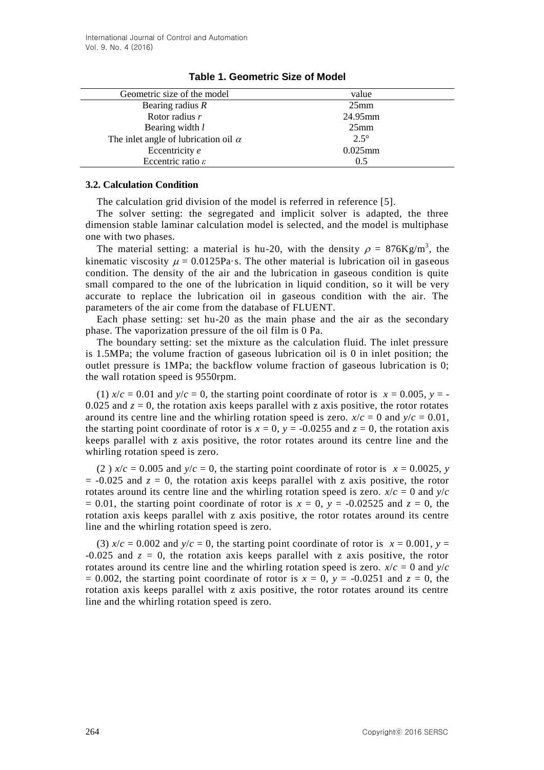**Table 1. Geometric Size of Model**

| Geometric size of the model | value |
| --- | --- |
| Bearing radius $R$ | 25mm |
| Rotor radius $r$ | 24.95mm |
| Bearing width $l$ | 25mm |
| The inlet angle of lubrication oil $\alpha$ | 2.5° |
| Eccentricity $e$ | 0.025mm |
| Eccentric ratio $\varepsilon$ | 0.5 |

### 3.2. Calculation Condition

The calculation grid division of the model is referred in reference [5].

The solver setting: the segregated and implicit solver is adapted, the three dimension stable laminar calculation model is selected, and the model is multiphase one with two phases.

The material setting: a material is hu-20, with the density $\rho$ = 876Kg/m$^3$, the kinematic viscosity $\mu$ = 0.0125Pa·s. The other material is lubrication oil in gaseous condition. The density of the air and the lubrication in gaseous condition is quite small compared to the one of the lubrication in liquid condition, so it will be very accurate to replace the lubrication oil in gaseous condition with the air. The parameters of the air come from the database of FLUENT.

Each phase setting: set hu-20 as the main phase and the air as the secondary phase. The vaporization pressure of the oil film is 0 Pa.

The boundary setting: set the mixture as the calculation fluid. The inlet pressure is 1.5MPa; the volume fraction of gaseous lubrication oil is 0 in inlet position; the outlet pressure is 1MPa; the backflow volume fraction of gaseous lubrication is 0; the wall rotation speed is 9550rpm.

(1) $x/c$ = 0.01 and $y/c$ = 0, the starting point coordinate of rotor is $x$ = 0.005, $y$ = -0.025 and $z$ = 0, the rotation axis keeps parallel with z axis positive, the rotor rotates around its centre line and the whirling rotation speed is zero. $x/c$ = 0 and $y/c$ = 0.01, the starting point coordinate of rotor is $x$ = 0, $y$ = -0.0255 and $z$ = 0, the rotation axis keeps parallel with z axis positive, the rotor rotates around its centre line and the whirling rotation speed is zero.

(2 ) $x/c$ = 0.005 and $y/c$ = 0, the starting point coordinate of rotor is $x$ = 0.0025, $y$ = -0.025 and $z$ = 0, the rotation axis keeps parallel with z axis positive, the rotor rotates around its centre line and the whirling rotation speed is zero. $x/c$ = 0 and $y/c$ = 0.01, the starting point coordinate of rotor is $x$ = 0, $y$ = -0.02525 and $z$ = 0, the rotation axis keeps parallel with z axis positive, the rotor rotates around its centre line and the whirling rotation speed is zero.

(3) $x/c$ = 0.002 and $y/c$ = 0, the starting point coordinate of rotor is $x$ = 0.001, $y$ = -0.025 and $z$ = 0, the rotation axis keeps parallel with z axis positive, the rotor rotates around its centre line and the whirling rotation speed is zero. $x/c$ = 0 and $y/c$ = 0.002, the starting point coordinate of rotor is $x$ = 0, $y$ = -0.0251 and $z$ = 0, the rotation axis keeps parallel with z axis positive, the rotor rotates around its centre line and the whirling rotation speed is zero.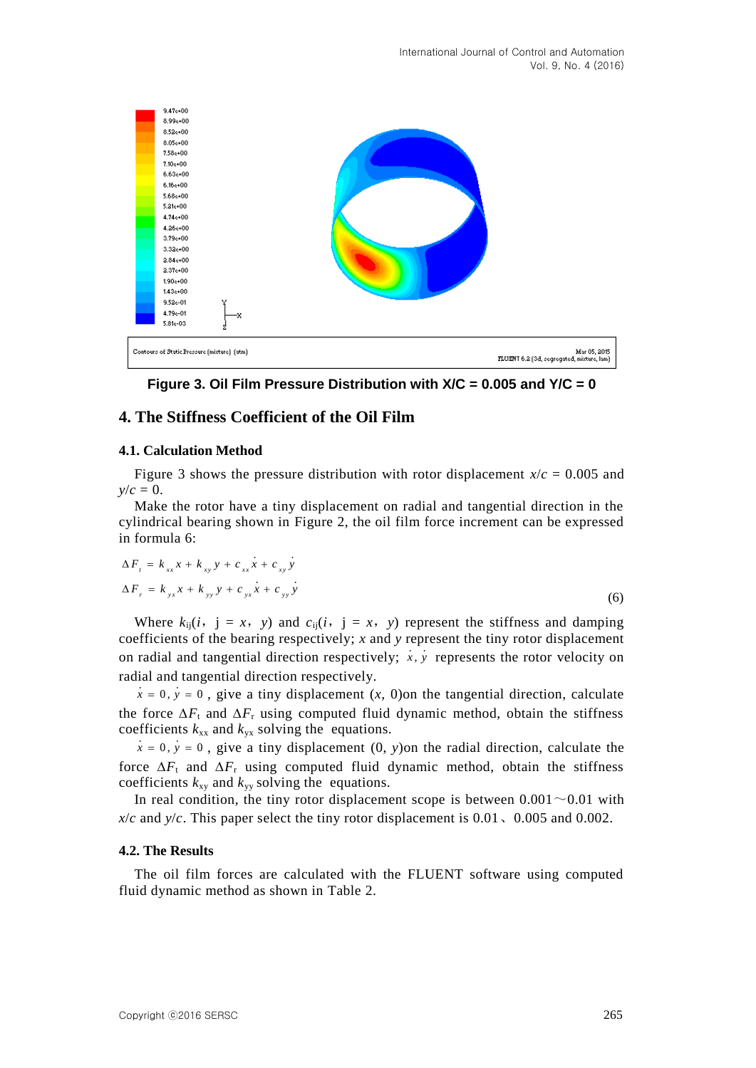Figure 3. Oil Film Pressure Distribution with X/C = 0.005 and Y/C = 0

## 4. The Stiffness Coefficient of the Oil Film

### 4.1. Calculation Method

Figure 3 shows the pressure distribution with rotor displacement $x/c$ = 0.005 and $y/c$ = 0.

Make the rotor have a tiny displacement on radial and tangential direction in the cylindrical bearing shown in Figure 2, the oil film force increment can be expressed in formula 6:

$$
\begin{aligned}
\Delta F_t &= k_{xx} x + k_{xy} y + c_{xx} \dot{x} + c_{xy} \dot{y} \\
\Delta F_r &= k_{yx} x + k_{yy} y + c_{yx} \dot{x} + c_{yy} \dot{y}
\end{aligned}
\tag{6}
$$

Where $k_{ij}(i, j = x, y)$ and $c_{ij}(i, j = x, y)$ represent the stiffness and damping coefficients of the bearing respectively; $x$ and $y$ represent the tiny rotor displacement on radial and tangential direction respectively; $\dot{x}, \dot{y}$ represents the rotor velocity on radial and tangential direction respectively.

$\dot{x} = 0, \dot{y} = 0$, give a tiny displacement ($x$, 0)on the tangential direction, calculate the force $\Delta F_t$ and $\Delta F_r$ using computed fluid dynamic method, obtain the stiffness coefficients $k_{xx}$ and $k_{yx}$ solving the equations.

$\dot{x} = 0, \dot{y} = 0$, give a tiny displacement (0, $y$)on the radial direction, calculate the force $\Delta F_t$ and $\Delta F_r$ using computed fluid dynamic method, obtain the stiffness coefficients $k_{xy}$ and $k_{yy}$ solving the equations.

In real condition, the tiny rotor displacement scope is between 0.001～0.01 with $x/c$ and $y/c$. This paper select the tiny rotor displacement is 0.01、0.005 and 0.002.

### 4.2. The Results

The oil film forces are calculated with the FLUENT software using computed fluid dynamic method as shown in Table 2.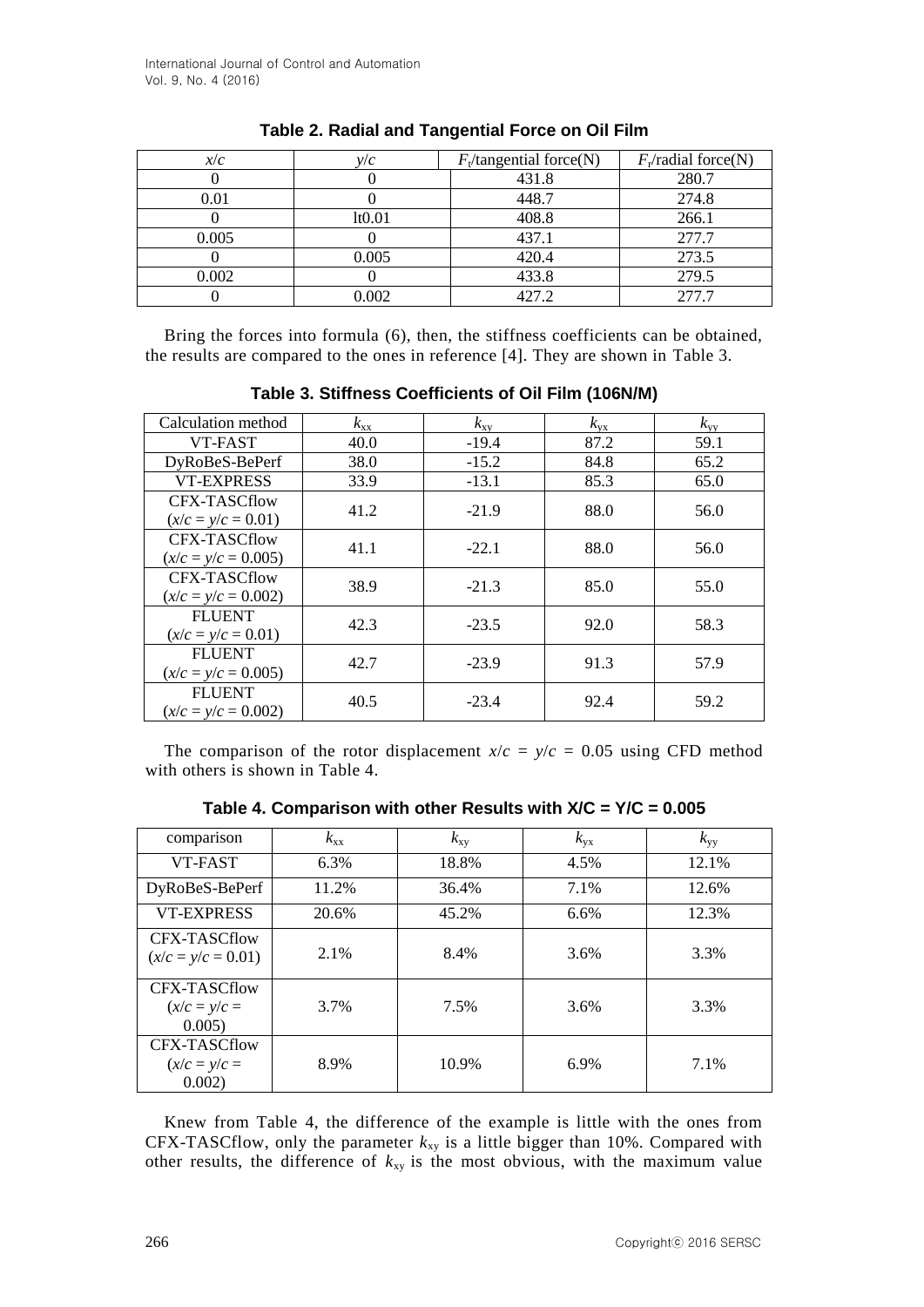**Table 2. Radial and Tangential Force on Oil Film**

| $x/c$ | $y/c$ | $F_t$/tangential force(N) | $F_r$/radial force(N) |
|---|---|---|---|
| 0 | 0 | 431.8 | 280.7 |
| 0.01 | 0 | 448.7 | 274.8 |
| 0 | lt0.01 | 408.8 | 266.1 |
| 0.005 | 0 | 437.1 | 277.7 |
| 0 | 0.005 | 420.4 | 273.5 |
| 0.002 | 0 | 433.8 | 279.5 |
| 0 | 0.002 | 427.2 | 277.7 |

Bring the forces into formula (6), then, the stiffness coefficients can be obtained, the results are compared to the ones in reference [4]. They are shown in Table 3.

**Table 3. Stiffness Coefficients of Oil Film (106N/M)**

| Calculation method | $k_{xx}$ | $k_{xy}$ | $k_{yx}$ | $k_{yy}$ |
|---|---|---|---|---|
| VT-FAST | 40.0 | -19.4 | 87.2 | 59.1 |
| DyRoBeS-BePerf | 38.0 | -15.2 | 84.8 | 65.2 |
| VT-EXPRESS | 33.9 | -13.1 | 85.3 | 65.0 |
| CFX-TASCflow ($x/c = y/c = 0.01$) | 41.2 | -21.9 | 88.0 | 56.0 |
| CFX-TASCflow ($x/c = y/c = 0.005$) | 41.1 | -22.1 | 88.0 | 56.0 |
| CFX-TASCflow ($x/c = y/c = 0.002$) | 38.9 | -21.3 | 85.0 | 55.0 |
| FLUENT ($x/c = y/c = 0.01$) | 42.3 | -23.5 | 92.0 | 58.3 |
| FLUENT ($x/c = y/c = 0.005$) | 42.7 | -23.9 | 91.3 | 57.9 |
| FLUENT ($x/c = y/c = 0.002$) | 40.5 | -23.4 | 92.4 | 59.2 |

The comparison of the rotor displacement $x/c = y/c = 0.05$ using CFD method with others is shown in Table 4.

**Table 4. Comparison with other Results with X/C = Y/C = 0.005**

| comparison | $k_{xx}$ | $k_{xy}$ | $k_{yx}$ | $k_{yy}$ |
|---|---|---|---|---|
| VT-FAST | 6.3% | 18.8% | 4.5% | 12.1% |
| DyRoBeS-BePerf | 11.2% | 36.4% | 7.1% | 12.6% |
| VT-EXPRESS | 20.6% | 45.2% | 6.6% | 12.3% |
| CFX-TASCflow ($x/c = y/c = 0.01$) | 2.1% | 8.4% | 3.6% | 3.3% |
| CFX-TASCflow ($x/c = y/c = 0.005$) | 3.7% | 7.5% | 3.6% | 3.3% |
| CFX-TASCflow ($x/c = y/c = 0.002$) | 8.9% | 10.9% | 6.9% | 7.1% |

Knew from Table 4, the difference of the example is little with the ones from CFX-TASCflow, only the parameter $k_{xy}$ is a little bigger than 10%. Compared with other results, the difference of $k_{xy}$ is the most obvious, with the maximum value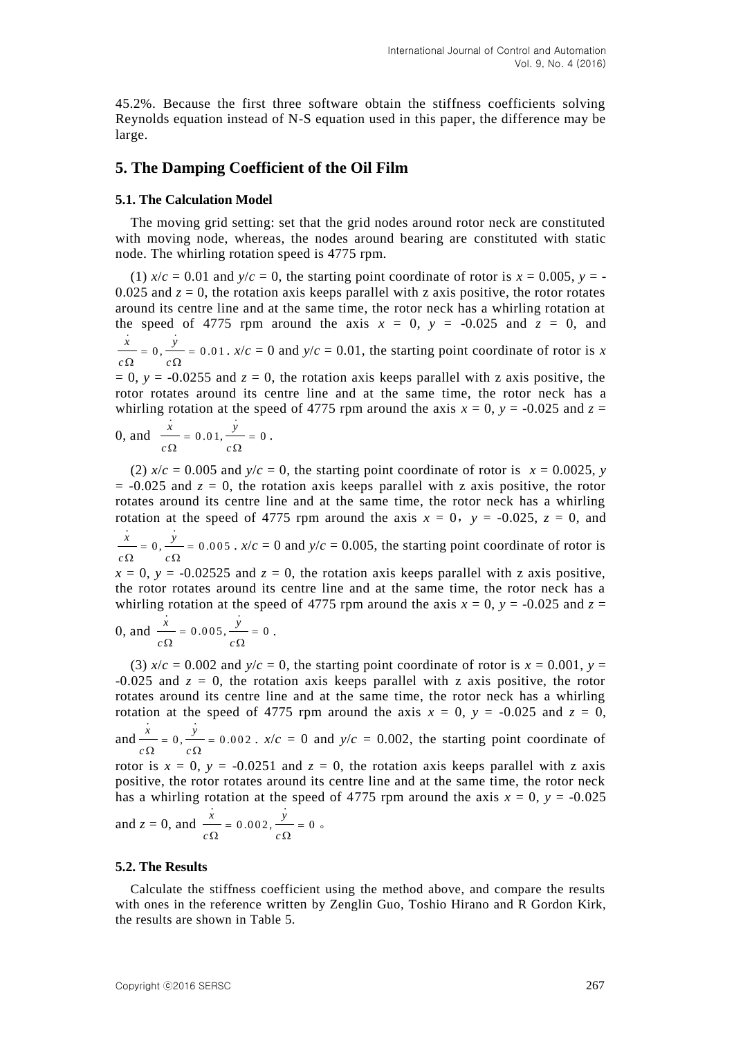45.2%. Because the first three software obtain the stiffness coefficients solving Reynolds equation instead of N-S equation used in this paper, the difference may be large.

## 5. The Damping Coefficient of the Oil Film

### 5.1. The Calculation Model

The moving grid setting: set that the grid nodes around rotor neck are constituted with moving node, whereas, the nodes around bearing are constituted with static node. The whirling rotation speed is 4775 rpm.

(1) $x/c = 0.01$ and $y/c = 0$, the starting point coordinate of rotor is $x = 0.005$, $y = -0.025$ and $z = 0$, the rotation axis keeps parallel with z axis positive, the rotor rotates around its centre line and at the same time, the rotor neck has a whirling rotation at the speed of 4775 rpm around the axis $x = 0$, $y = -0.025$ and $z = 0$, and $\frac{\dot{x}}{c\Omega} = 0, \frac{\dot{y}}{c\Omega} = 0.01$. $x/c = 0$ and $y/c = 0.01$, the starting point coordinate of rotor is $x = 0$, $y = -0.0255$ and $z = 0$, the rotation axis keeps parallel with z axis positive, the rotor rotates around its centre line and at the same time, the rotor neck has a whirling rotation at the speed of 4775 rpm around the axis $x = 0$, $y = -0.025$ and $z = 0$, and $\frac{\dot{x}}{c\Omega} = 0.01, \frac{\dot{y}}{c\Omega} = 0$.

(2) $x/c = 0.005$ and $y/c = 0$, the starting point coordinate of rotor is $x = 0.0025$, $y = -0.025$ and $z = 0$, the rotation axis keeps parallel with z axis positive, the rotor rotates around its centre line and at the same time, the rotor neck has a whirling rotation at the speed of 4775 rpm around the axis $x = 0$, $y = -0.025$, $z = 0$, and $\frac{\dot{x}}{c\Omega} = 0, \frac{\dot{y}}{c\Omega} = 0.005$. $x/c = 0$ and $y/c = 0.005$, the starting point coordinate of rotor is $x = 0$, $y = -0.02525$ and $z = 0$, the rotation axis keeps parallel with z axis positive, the rotor rotates around its centre line and at the same time, the rotor neck has a whirling rotation at the speed of 4775 rpm around the axis $x = 0$, $y = -0.025$ and $z = 0$, and $\frac{\dot{x}}{c\Omega} = 0.005, \frac{\dot{y}}{c\Omega} = 0$.

(3) $x/c = 0.002$ and $y/c = 0$, the starting point coordinate of rotor is $x = 0.001$, $y = -0.025$ and $z = 0$, the rotation axis keeps parallel with z axis positive, the rotor rotates around its centre line and at the same time, the rotor neck has a whirling rotation at the speed of 4775 rpm around the axis $x = 0$, $y = -0.025$ and $z = 0$, and $\frac{\dot{x}}{c\Omega} = 0, \frac{\dot{y}}{c\Omega} = 0.002$. $x/c = 0$ and $y/c = 0.002$, the starting point coordinate of rotor is $x = 0$, $y = -0.0251$ and $z = 0$, the rotation axis keeps parallel with z axis positive, the rotor rotates around its centre line and at the same time, the rotor neck has a whirling rotation at the speed of 4775 rpm around the axis $x = 0$, $y = -0.025$ and $z = 0$, and $\frac{\dot{x}}{c\Omega} = 0.002, \frac{\dot{y}}{c\Omega} = 0$。

### 5.2. The Results

Calculate the stiffness coefficient using the method above, and compare the results with ones in the reference written by Zenglin Guo, Toshio Hirano and R Gordon Kirk, the results are shown in Table 5.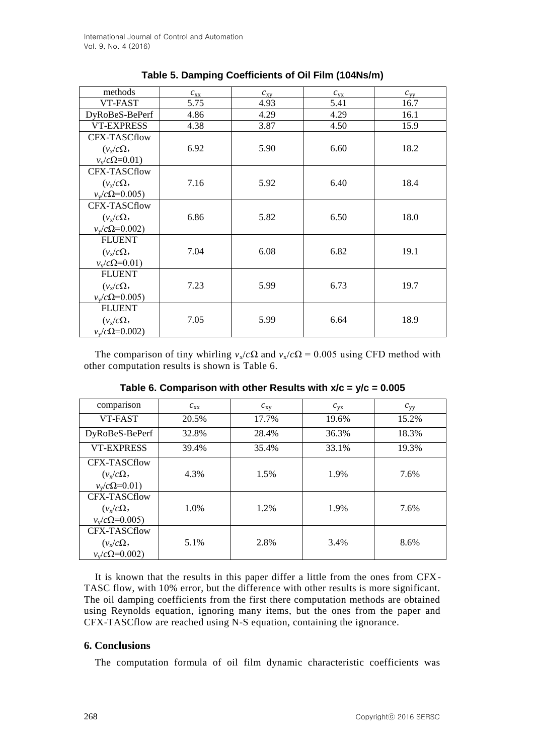**Table 5. Damping Coefficients of Oil Film (104Ns/m)**

| methods | $c_{xx}$ | $c_{xy}$ | $c_{yx}$ | $c_{yy}$ |
|---|---|---|---|---|
| VT-FAST | 5.75 | 4.93 | 5.41 | 16.7 |
| DyRoBeS-BePerf | 4.86 | 4.29 | 4.29 | 16.1 |
| VT-EXPRESS | 4.38 | 3.87 | 4.50 | 15.9 |
| CFX-TASCflow ($v_x/c\Omega$, $v_y/c\Omega$=0.01) | 6.92 | 5.90 | 6.60 | 18.2 |
| CFX-TASCflow ($v_x/c\Omega$, $v_y/c\Omega$=0.005) | 7.16 | 5.92 | 6.40 | 18.4 |
| CFX-TASCflow ($v_x/c\Omega$, $v_y/c\Omega$=0.002) | 6.86 | 5.82 | 6.50 | 18.0 |
| FLUENT ($v_x/c\Omega$, $v_y/c\Omega$=0.01) | 7.04 | 6.08 | 6.82 | 19.1 |
| FLUENT ($v_x/c\Omega$, $v_y/c\Omega$=0.005) | 7.23 | 5.99 | 6.73 | 19.7 |
| FLUENT ($v_x/c\Omega$, $v_y/c\Omega$=0.002) | 7.05 | 5.99 | 6.64 | 18.9 |

The comparison of tiny whirling $v_x/c\Omega$ and $v_x/c\Omega = 0.005$ using CFD method with other computation results is shown is Table 6.

**Table 6. Comparison with other Results with x/c = y/c = 0.005**

| comparison | $c_{xx}$ | $c_{xy}$ | $c_{yx}$ | $c_{yy}$ |
|---|---|---|---|---|
| VT-FAST | 20.5% | 17.7% | 19.6% | 15.2% |
| DyRoBeS-BePerf | 32.8% | 28.4% | 36.3% | 18.3% |
| VT-EXPRESS | 39.4% | 35.4% | 33.1% | 19.3% |
| CFX-TASCflow ($v_x/c\Omega$, $v_y/c\Omega$=0.01) | 4.3% | 1.5% | 1.9% | 7.6% |
| CFX-TASCflow ($v_x/c\Omega$, $v_y/c\Omega$=0.005) | 1.0% | 1.2% | 1.9% | 7.6% |
| CFX-TASCflow ($v_x/c\Omega$, $v_y/c\Omega$=0.002) | 5.1% | 2.8% | 3.4% | 8.6% |

It is known that the results in this paper differ a little from the ones from CFX-TASC flow, with 10% error, but the difference with other results is more significant. The oil damping coefficients from the first there computation methods are obtained using Reynolds equation, ignoring many items, but the ones from the paper and CFX-TASCflow are reached using N-S equation, containing the ignorance.

## 6. Conclusions

The computation formula of oil film dynamic characteristic coefficients was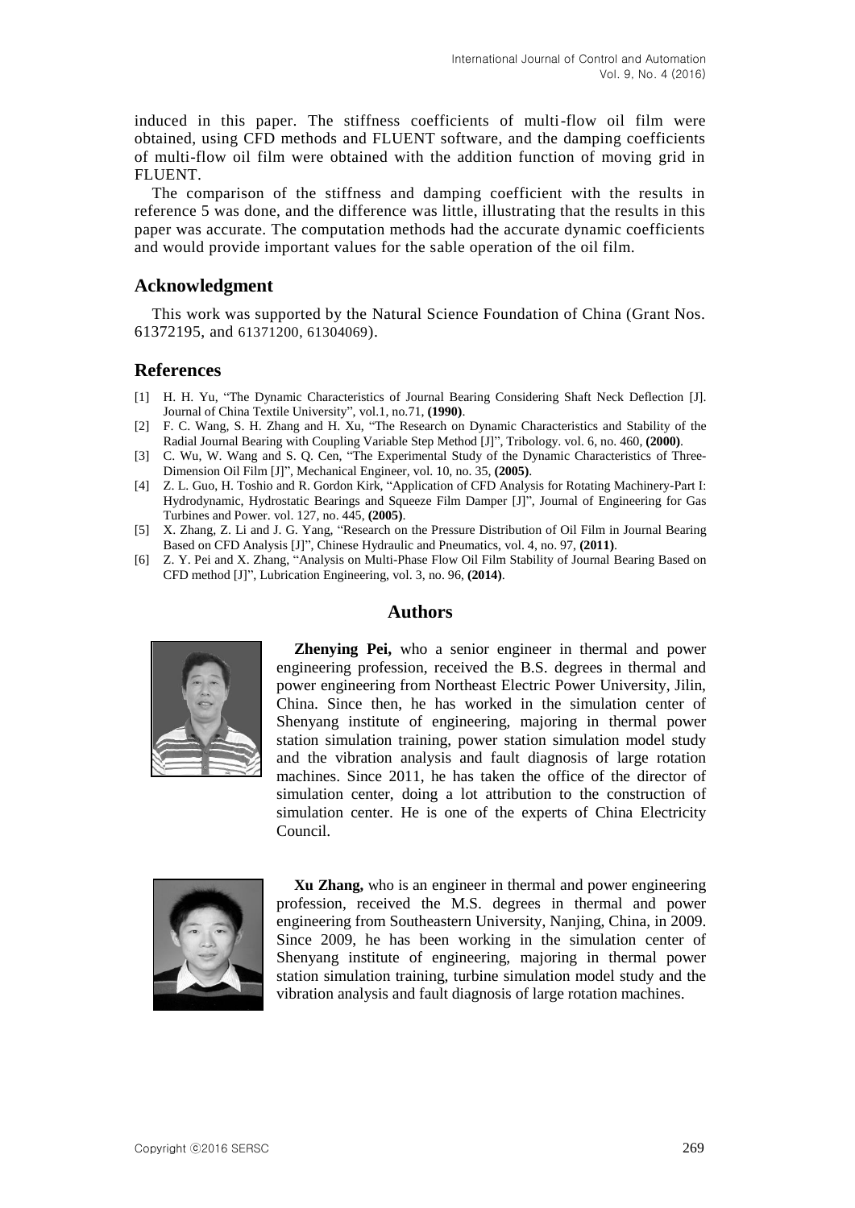induced in this paper. The stiffness coefficients of multi-flow oil film were obtained, using CFD methods and FLUENT software, and the damping coefficients of multi-flow oil film were obtained with the addition function of moving grid in FLUENT.

The comparison of the stiffness and damping coefficient with the results in reference 5 was done, and the difference was little, illustrating that the results in this paper was accurate. The computation methods had the accurate dynamic coefficients and would provide important values for the sable operation of the oil film.

## Acknowledgment

This work was supported by the Natural Science Foundation of China (Grant Nos. 61372195, and 61371200, 61304069).

## References

[1] H. H. Yu, "The Dynamic Characteristics of Journal Bearing Considering Shaft Neck Deflection [J]. Journal of China Textile University", vol.1, no.71, **(1990)**.

[2] F. C. Wang, S. H. Zhang and H. Xu, "The Research on Dynamic Characteristics and Stability of the Radial Journal Bearing with Coupling Variable Step Method [J]", Tribology. vol. 6, no. 460, **(2000)**.

[3] C. Wu, W. Wang and S. Q. Cen, "The Experimental Study of the Dynamic Characteristics of Three-Dimension Oil Film [J]", Mechanical Engineer, vol. 10, no. 35, **(2005)**.

[4] Z. L. Guo, H. Toshio and R. Gordon Kirk, "Application of CFD Analysis for Rotating Machinery-Part I: Hydrodynamic, Hydrostatic Bearings and Squeeze Film Damper [J]", Journal of Engineering for Gas Turbines and Power. vol. 127, no. 445, **(2005)**.

[5] X. Zhang, Z. Li and J. G. Yang, "Research on the Pressure Distribution of Oil Film in Journal Bearing Based on CFD Analysis [J]", Chinese Hydraulic and Pneumatics, vol. 4, no. 97, **(2011)**.

[6] Z. Y. Pei and X. Zhang, "Analysis on Multi-Phase Flow Oil Film Stability of Journal Bearing Based on CFD method [J]", Lubrication Engineering, vol. 3, no. 96, **(2014)**.

## Authors

**Zhenying Pei,** who a senior engineer in thermal and power engineering profession, received the B.S. degrees in thermal and power engineering from Northeast Electric Power University, Jilin, China. Since then, he has worked in the simulation center of Shenyang institute of engineering, majoring in thermal power station simulation training, power station simulation model study and the vibration analysis and fault diagnosis of large rotation machines. Since 2011, he has taken the office of the director of simulation center, doing a lot attribution to the construction of simulation center. He is one of the experts of China Electricity Council.

**Xu Zhang,** who is an engineer in thermal and power engineering profession, received the M.S. degrees in thermal and power engineering from Southeastern University, Nanjing, China, in 2009. Since 2009, he has been working in the simulation center of Shenyang institute of engineering, majoring in thermal power station simulation training, turbine simulation model study and the vibration analysis and fault diagnosis of large rotation machines.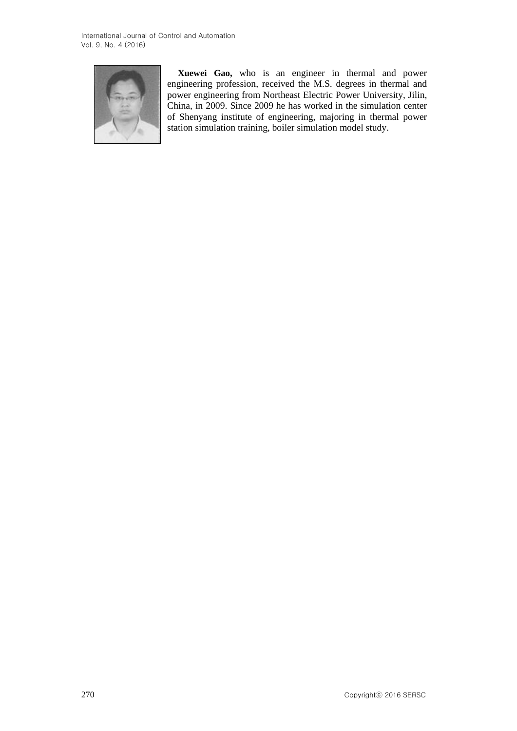**Xuewei Gao,** who is an engineer in thermal and power engineering profession, received the M.S. degrees in thermal and power engineering from Northeast Electric Power University, Jilin, China, in 2009. Since 2009 he has worked in the simulation center of Shenyang institute of engineering, majoring in thermal power station simulation training, boiler simulation model study.